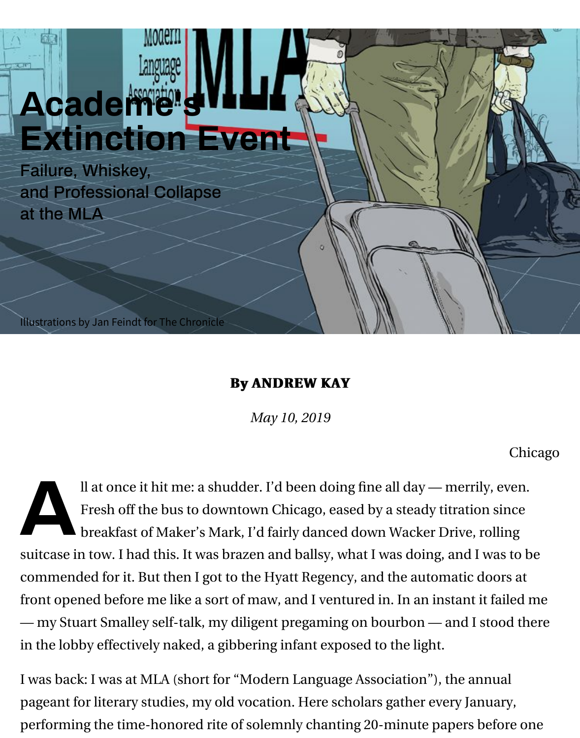# Academe's Extinction Event

## Failure, Whiskey, and Professional Collapse at the MLA

Illustrations by Jan Feindt for The Chronicle

**By ANDREW KAY**

*May 10, 2019*

Chicago

All at once it hit me: a shudder. I'd been doing fine all day — merrily, even. Fresh off the bus to downtown Chicago, eased by a steady titration since breakfast of Maker's Mark, I'd fairly danced down Wacker Drive, rolling suitcase in tow. I had this. It was brazen and ballsy, what I was doing, and I was to be commended for it. But then I got to the Hyatt Regency, and the automatic doors at front opened before me like a sort of maw, and I ventured in. In an instant it failed me — my Stuart Smalley self-talk, my diligent pregaming on bourbon — and I stood there in the lobby effectively naked, a gibbering infant exposed to the light.

I was back: I was at MLA (short for "Modern Language Association"), the annual pageant for literary studies, my old vocation. Here scholars gather every January, performing the time-honored rite of solemnly chanting 20-minute papers before one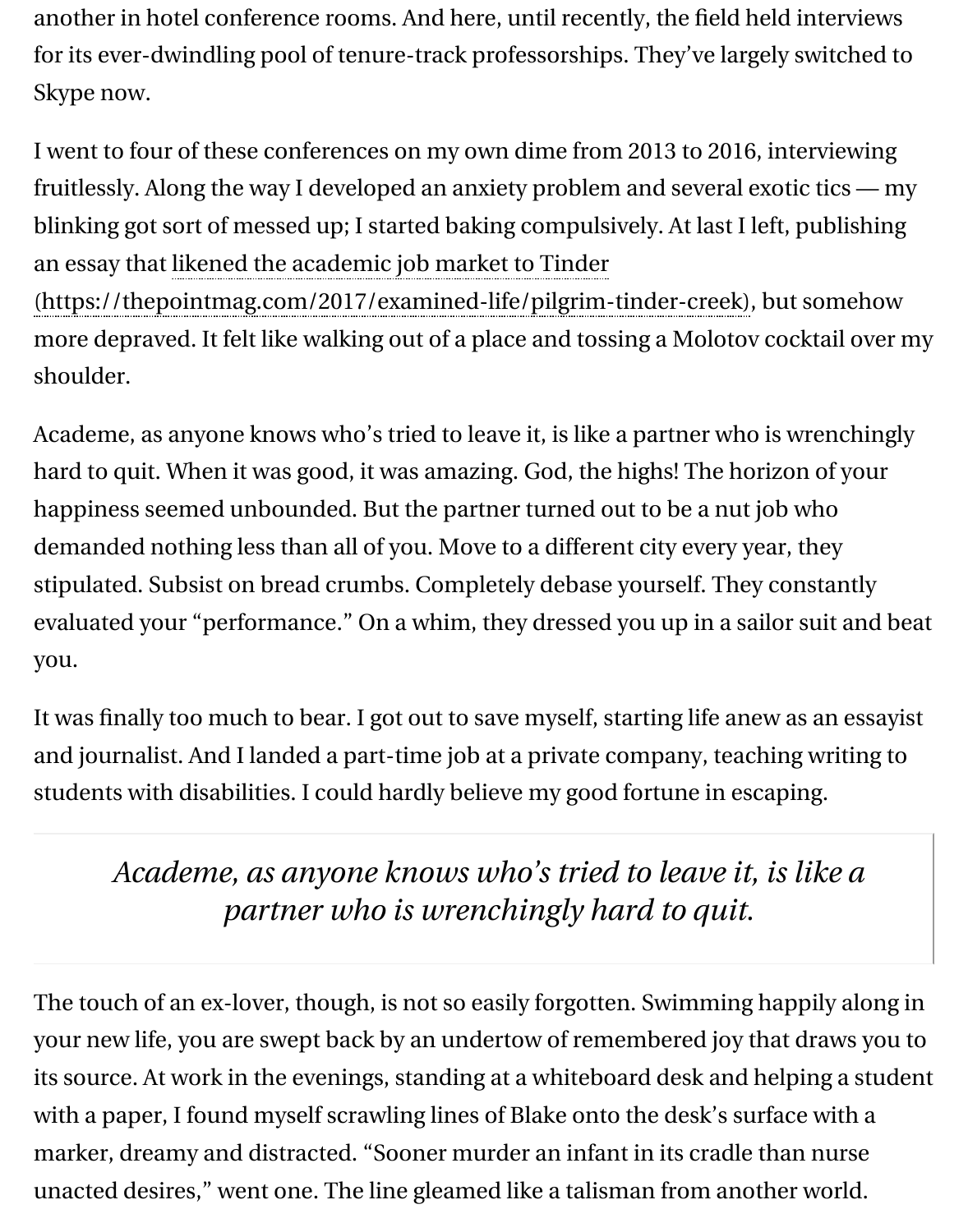another in hotel conference rooms. And here, until recently, the field held interviews for its ever-dwindling pool of tenure-track professorships. They've largely switched to Skype now.

I went to four of these conferences on my own dime from 2013 to 2016, interviewing fruitlessly. Along the way I developed an anxiety problem and several exotic tics — my blinking got sort of messed up; I started baking compulsively. At last I left, publishing an essay that [likened the academic job market to Tinder](https://thepointmag.com/2017/examined-life/pilgrim-tinder-creek) (https://thepointmag.com/2017/examined-life/pilgrim-tinder-creek), but somehow more depraved. It felt like walking out of a place and tossing a Molotov cocktail over my shoulder.

Academe, as anyone knows who's tried to leave it, is like a partner who is wrenchingly hard to quit. When it was good, it was amazing. God, the highs! The horizon of your happiness seemed unbounded. But the partner turned out to be a nut job who demanded nothing less than all of you. Move to a different city every year, they stipulated. Subsist on bread crumbs. Completely debase yourself. They constantly evaluated your "performance." On a whim, they dressed you up in a sailor suit and beat you.

It was finally too much to bear. I got out to save myself, starting life anew as an essayist and journalist. And I landed a part-time job at a private company, teaching writing to students with disabilities. I could hardly believe my good fortune in escaping.

> *Academe, as anyone knows who's tried to leave it, is like a partner who is wrenchingly hard to quit.*

The touch of an ex-lover, though, is not so easily forgotten. Swimming happily along in your new life, you are swept back by an undertow of remembered joy that draws you to its source. At work in the evenings, standing at a whiteboard desk and helping a student with a paper, I found myself scrawling lines of Blake onto the desk's surface with a marker, dreamy and distracted. "Sooner murder an infant in its cradle than nurse unacted desires," went one. The line gleamed like a talisman from another world.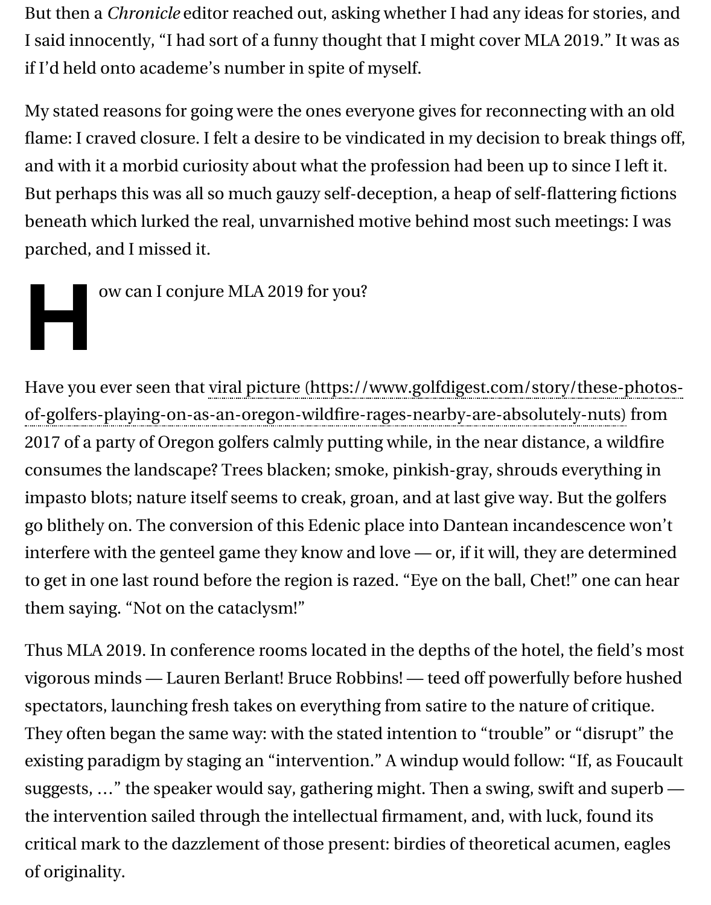But then a *Chronicle* editor reached out, asking whether I had any ideas for stories, and I said innocently, "I had sort of a funny thought that I might cover MLA 2019." It was as if I'd held onto academe's number in spite of myself.

My stated reasons for going were the ones everyone gives for reconnecting with an old flame: I craved closure. I felt a desire to be vindicated in my decision to break things off, and with it a morbid curiosity about what the profession had been up to since I left it. But perhaps this was all so much gauzy self-deception, a heap of self-flattering fictions beneath which lurked the real, unvarnished motive behind most such meetings: I was parched, and I missed it.

How can I conjure MLA 2019 for you?

Have you ever seen that viral picture (https://www.golfdigest.com/story/these-photos-of-golfers-playing-on-as-an-oregon-wildfire-rages-nearby-are-absolutely-nuts) from 2017 of a party of Oregon golfers calmly putting while, in the near distance, a wildfire consumes the landscape? Trees blacken; smoke, pinkish-gray, shrouds everything in impasto blots; nature itself seems to creak, groan, and at last give way. But the golfers go blithely on. The conversion of this Edenic place into Dantean incandescence won't interfere with the genteel game they know and love — or, if it will, they are determined to get in one last round before the region is razed. "Eye on the ball, Chet!" one can hear them saying. "Not on the cataclysm!"

Thus MLA 2019. In conference rooms located in the depths of the hotel, the field's most vigorous minds — Lauren Berlant! Bruce Robbins! — teed off powerfully before hushed spectators, launching fresh takes on everything from satire to the nature of critique. They often began the same way: with the stated intention to "trouble" or "disrupt" the existing paradigm by staging an "intervention." A windup would follow: "If, as Foucault suggests, …" the speaker would say, gathering might. Then a swing, swift and superb — the intervention sailed through the intellectual firmament, and, with luck, found its critical mark to the dazzlement of those present: birdies of theoretical acumen, eagles of originality.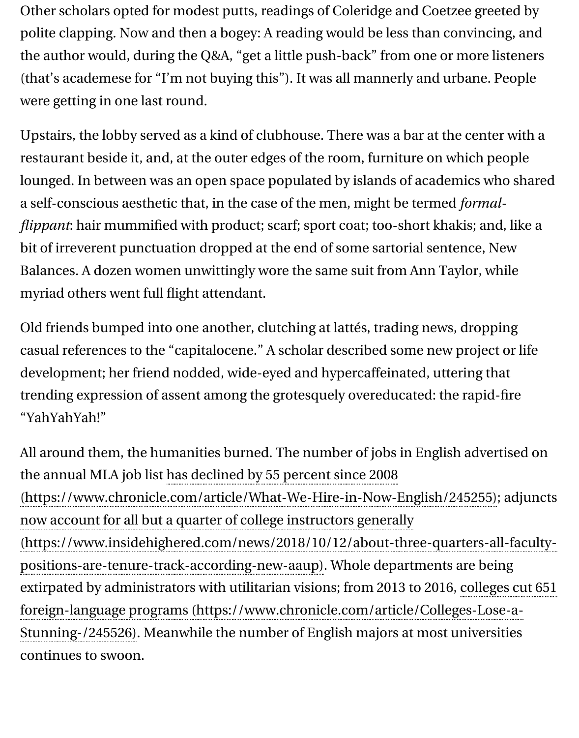Other scholars opted for modest putts, readings of Coleridge and Coetzee greeted by polite clapping. Now and then a bogey: A reading would be less than convincing, and the author would, during the Q&A, "get a little push-back" from one or more listeners (that's academese for "I'm not buying this"). It was all mannerly and urbane. People were getting in one last round.

Upstairs, the lobby served as a kind of clubhouse. There was a bar at the center with a restaurant beside it, and, at the outer edges of the room, furniture on which people lounged. In between was an open space populated by islands of academics who shared a self-conscious aesthetic that, in the case of the men, might be termed *formal-flippant*: hair mummified with product; scarf; sport coat; too-short khakis; and, like a bit of irreverent punctuation dropped at the end of some sartorial sentence, New Balances. A dozen women unwittingly wore the same suit from Ann Taylor, while myriad others went full flight attendant.

Old friends bumped into one another, clutching at lattés, trading news, dropping casual references to the "capitalocene." A scholar described some new project or life development; her friend nodded, wide-eyed and hypercaffeinated, uttering that trending expression of assent among the grotesquely overeducated: the rapid-fire "YahYahYah!"

All around them, the humanities burned. The number of jobs in English advertised on the annual MLA job list has declined by 55 percent since 2008 (https://www.chronicle.com/article/What-We-Hire-in-Now-English/245255); adjuncts now account for all but a quarter of college instructors generally (https://www.insidehighered.com/news/2018/10/12/about-three-quarters-all-faculty-positions-are-tenure-track-according-new-aaup). Whole departments are being extirpated by administrators with utilitarian visions; from 2013 to 2016, colleges cut 651 foreign-language programs (https://www.chronicle.com/article/Colleges-Lose-a-Stunning-/245526). Meanwhile the number of English majors at most universities continues to swoon.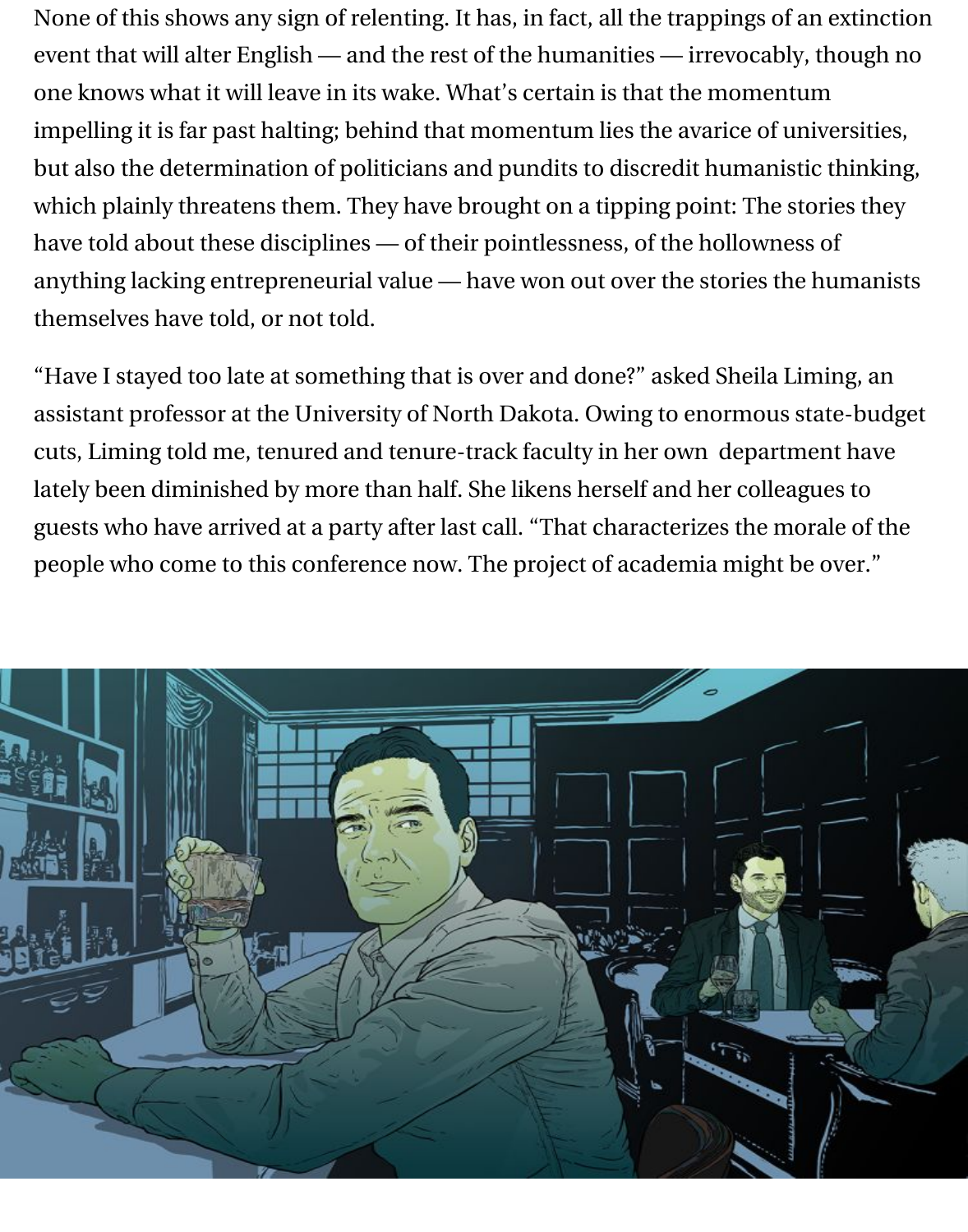None of this shows any sign of relenting. It has, in fact, all the trappings of an extinction event that will alter English — and the rest of the humanities — irrevocably, though no one knows what it will leave in its wake. What's certain is that the momentum impelling it is far past halting; behind that momentum lies the avarice of universities, but also the determination of politicians and pundits to discredit humanistic thinking, which plainly threatens them. They have brought on a tipping point: The stories they have told about these disciplines — of their pointlessness, of the hollowness of anything lacking entrepreneurial value — have won out over the stories the humanists themselves have told, or not told.

"Have I stayed too late at something that is over and done?" asked Sheila Liming, an assistant professor at the University of North Dakota. Owing to enormous state-budget cuts, Liming told me, tenured and tenure-track faculty in her own department have lately been diminished by more than half. She likens herself and her colleagues to guests who have arrived at a party after last call. "That characterizes the morale of the people who come to this conference now. The project of academia might be over."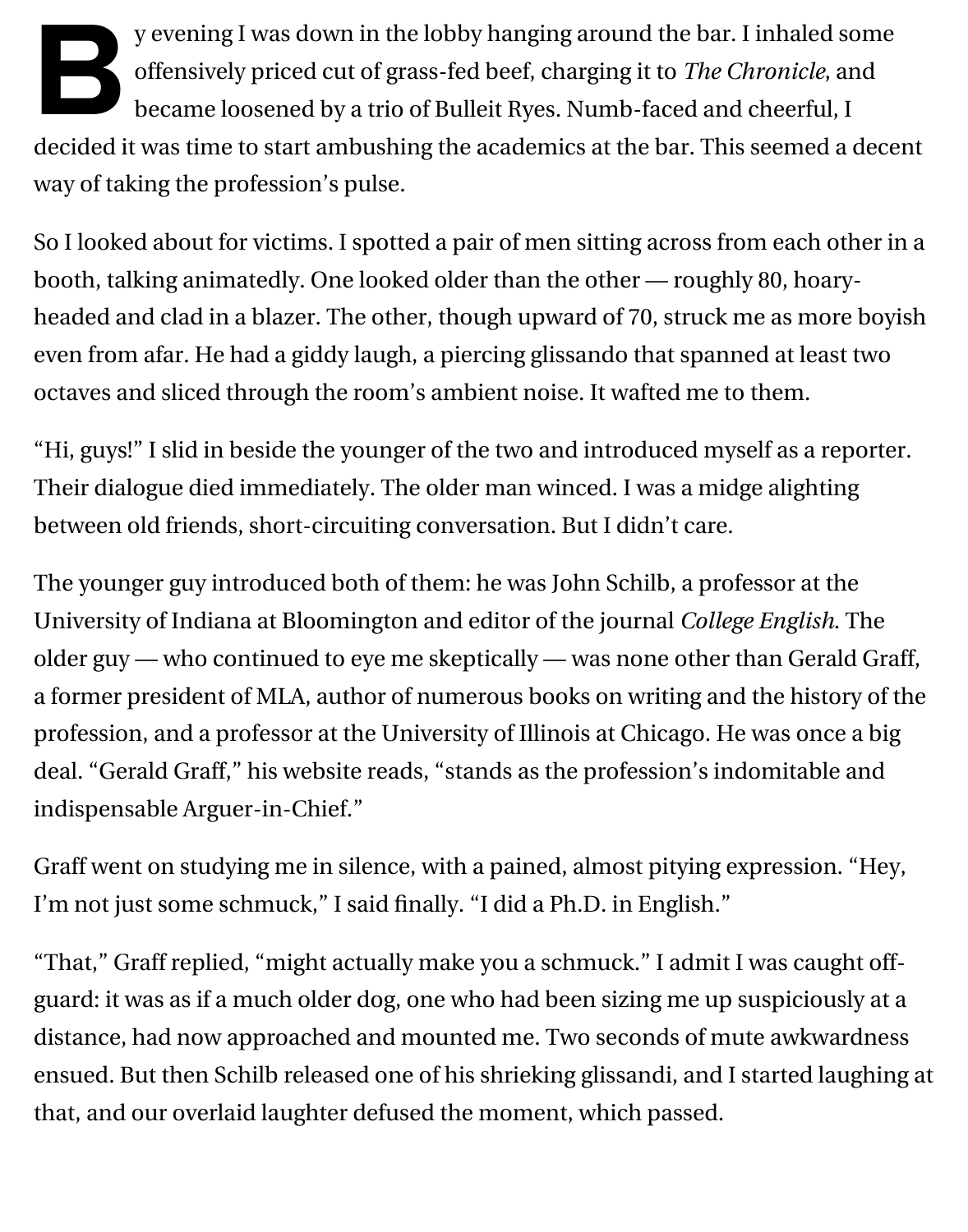By evening I was down in the lobby hanging around the bar. I inhaled some offensively priced cut of grass-fed beef, charging it to *The Chronicle*, and became loosened by a trio of Bulleit Ryes. Numb-faced and cheerful, I decided it was time to start ambushing the academics at the bar. This seemed a decent way of taking the profession's pulse.

So I looked about for victims. I spotted a pair of men sitting across from each other in a booth, talking animatedly. One looked older than the other — roughly 80, hoary-headed and clad in a blazer. The other, though upward of 70, struck me as more boyish even from afar. He had a giddy laugh, a piercing glissando that spanned at least two octaves and sliced through the room's ambient noise. It wafted me to them.

"Hi, guys!" I slid in beside the younger of the two and introduced myself as a reporter. Their dialogue died immediately. The older man winced. I was a midge alighting between old friends, short-circuiting conversation. But I didn't care.

The younger guy introduced both of them: he was John Schilb, a professor at the University of Indiana at Bloomington and editor of the journal *College English*. The older guy — who continued to eye me skeptically — was none other than Gerald Graff, a former president of MLA, author of numerous books on writing and the history of the profession, and a professor at the University of Illinois at Chicago. He was once a big deal. "Gerald Graff," his website reads, "stands as the profession's indomitable and indispensable Arguer-in-Chief."

Graff went on studying me in silence, with a pained, almost pitying expression. "Hey, I'm not just some schmuck," I said finally. "I did a Ph.D. in English."

"That," Graff replied, "might actually make you a schmuck." I admit I was caught off-guard: it was as if a much older dog, one who had been sizing me up suspiciously at a distance, had now approached and mounted me. Two seconds of mute awkwardness ensued. But then Schilb released one of his shrieking glissandi, and I started laughing at that, and our overlaid laughter defused the moment, which passed.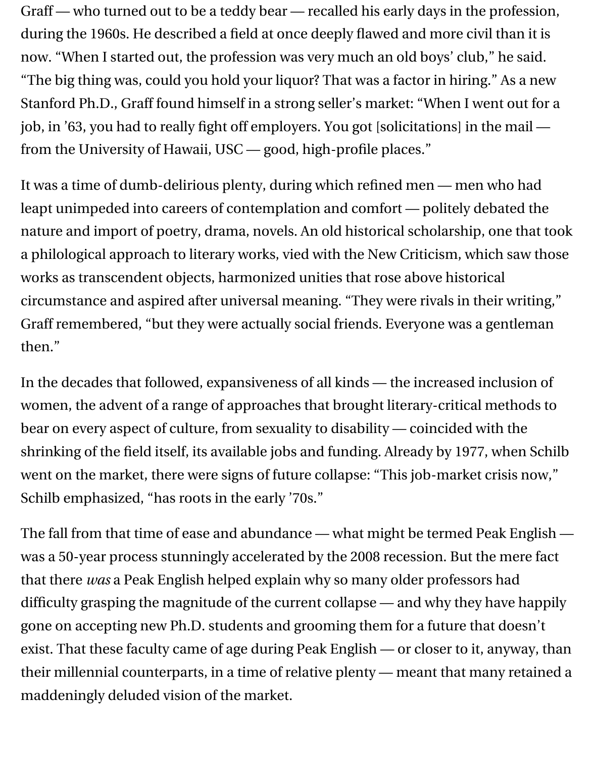Graff — who turned out to be a teddy bear — recalled his early days in the profession, during the 1960s. He described a field at once deeply flawed and more civil than it is now. "When I started out, the profession was very much an old boys' club," he said. "The big thing was, could you hold your liquor? That was a factor in hiring." As a new Stanford Ph.D., Graff found himself in a strong seller's market: "When I went out for a job, in '63, you had to really fight off employers. You got [solicitations] in the mail — from the University of Hawaii, USC — good, high-profile places."

It was a time of dumb-delirious plenty, during which refined men — men who had leapt unimpeded into careers of contemplation and comfort — politely debated the nature and import of poetry, drama, novels. An old historical scholarship, one that took a philological approach to literary works, vied with the New Criticism, which saw those works as transcendent objects, harmonized unities that rose above historical circumstance and aspired after universal meaning. "They were rivals in their writing," Graff remembered, "but they were actually social friends. Everyone was a gentleman then."

In the decades that followed, expansiveness of all kinds — the increased inclusion of women, the advent of a range of approaches that brought literary-critical methods to bear on every aspect of culture, from sexuality to disability — coincided with the shrinking of the field itself, its available jobs and funding. Already by 1977, when Schilb went on the market, there were signs of future collapse: "This job-market crisis now," Schilb emphasized, "has roots in the early '70s."

The fall from that time of ease and abundance — what might be termed Peak English — was a 50-year process stunningly accelerated by the 2008 recession. But the mere fact that there *was* a Peak English helped explain why so many older professors had difficulty grasping the magnitude of the current collapse — and why they have happily gone on accepting new Ph.D. students and grooming them for a future that doesn't exist. That these faculty came of age during Peak English — or closer to it, anyway, than their millennial counterparts, in a time of relative plenty — meant that many retained a maddeningly deluded vision of the market.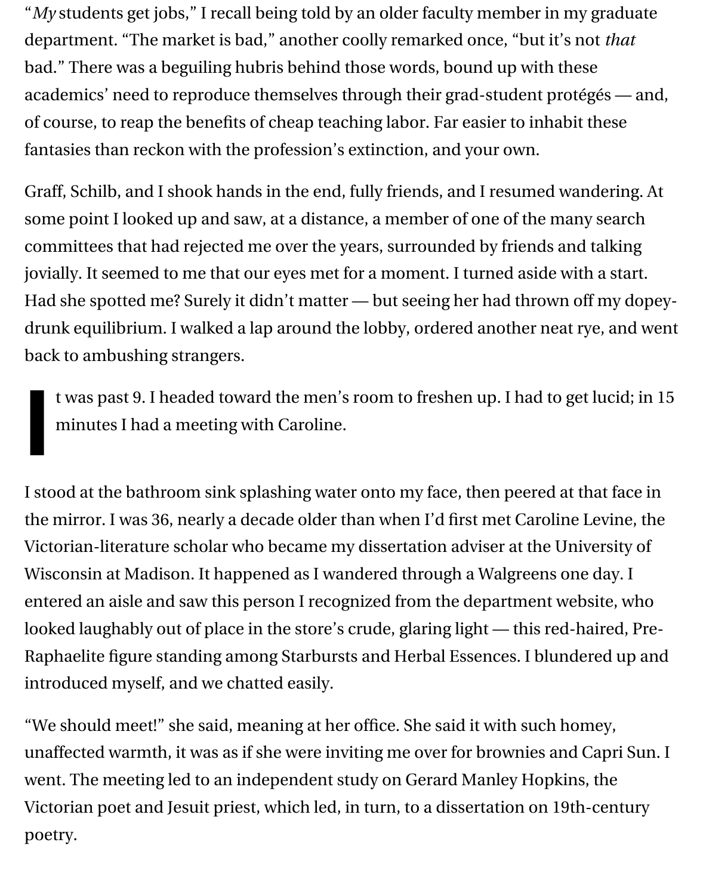"*My* students get jobs," I recall being told by an older faculty member in my graduate department. "The market is bad," another coolly remarked once, "but it's not *that* bad." There was a beguiling hubris behind those words, bound up with these academics' need to reproduce themselves through their grad-student protégés — and, of course, to reap the benefits of cheap teaching labor. Far easier to inhabit these fantasies than reckon with the profession's extinction, and your own.

Graff, Schilb, and I shook hands in the end, fully friends, and I resumed wandering. At some point I looked up and saw, at a distance, a member of one of the many search committees that had rejected me over the years, surrounded by friends and talking jovially. It seemed to me that our eyes met for a moment. I turned aside with a start. Had she spotted me? Surely it didn't matter — but seeing her had thrown off my dopey-drunk equilibrium. I walked a lap around the lobby, ordered another neat rye, and went back to ambushing strangers.

It was past 9. I headed toward the men's room to freshen up. I had to get lucid; in 15 minutes I had a meeting with Caroline.

I stood at the bathroom sink splashing water onto my face, then peered at that face in the mirror. I was 36, nearly a decade older than when I'd first met Caroline Levine, the Victorian-literature scholar who became my dissertation adviser at the University of Wisconsin at Madison. It happened as I wandered through a Walgreens one day. I entered an aisle and saw this person I recognized from the department website, who looked laughably out of place in the store's crude, glaring light — this red-haired, Pre-Raphaelite figure standing among Starbursts and Herbal Essences. I blundered up and introduced myself, and we chatted easily.

"We should meet!" she said, meaning at her office. She said it with such homey, unaffected warmth, it was as if she were inviting me over for brownies and Capri Sun. I went. The meeting led to an independent study on Gerard Manley Hopkins, the Victorian poet and Jesuit priest, which led, in turn, to a dissertation on 19th-century poetry.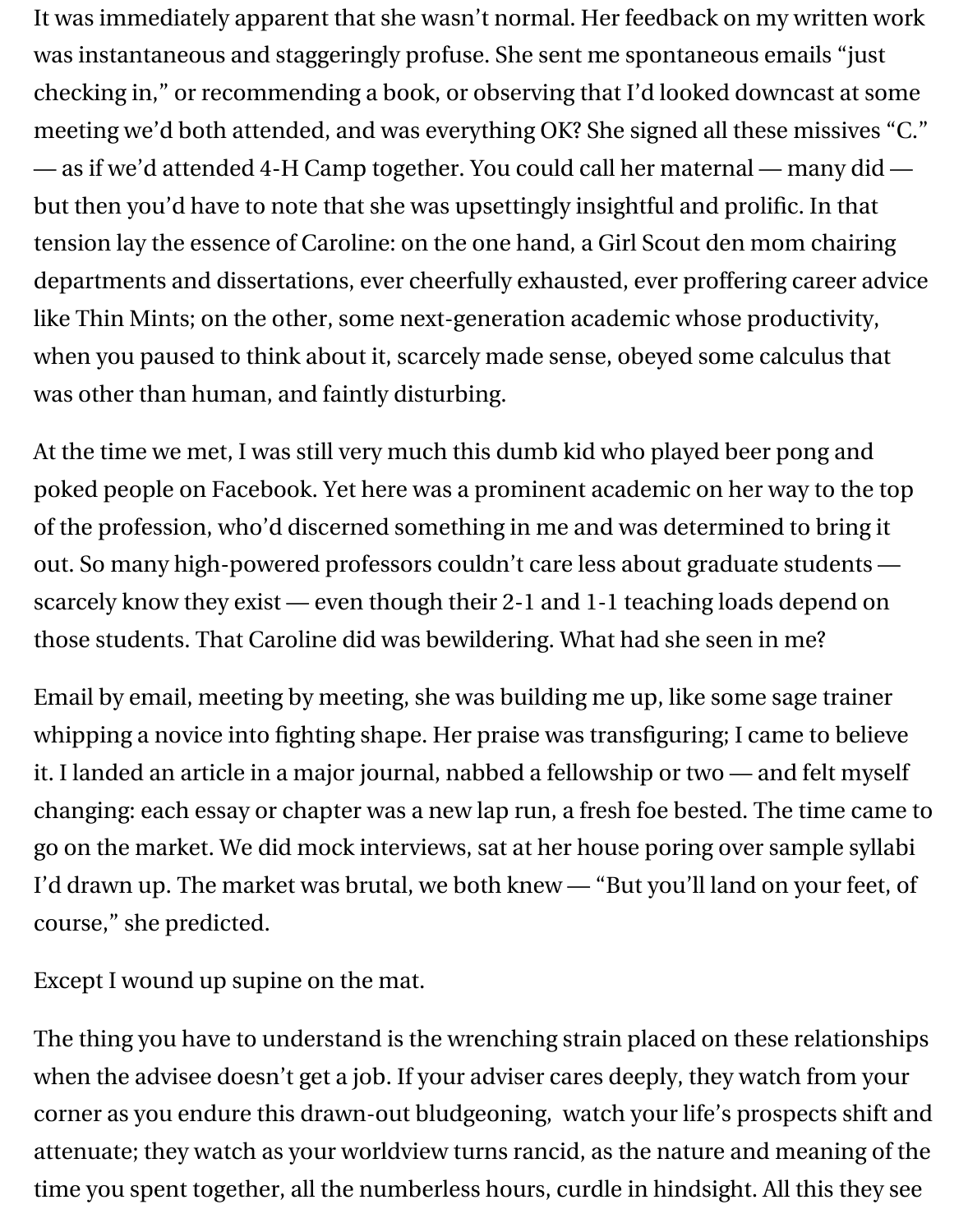It was immediately apparent that she wasn't normal. Her feedback on my written work was instantaneous and staggeringly profuse. She sent me spontaneous emails "just checking in," or recommending a book, or observing that I'd looked downcast at some meeting we'd both attended, and was everything OK? She signed all these missives "C." — as if we'd attended 4-H Camp together. You could call her maternal — many did — but then you'd have to note that she was upsettingly insightful and prolific. In that tension lay the essence of Caroline: on the one hand, a Girl Scout den mom chairing departments and dissertations, ever cheerfully exhausted, ever proffering career advice like Thin Mints; on the other, some next-generation academic whose productivity, when you paused to think about it, scarcely made sense, obeyed some calculus that was other than human, and faintly disturbing.

At the time we met, I was still very much this dumb kid who played beer pong and poked people on Facebook. Yet here was a prominent academic on her way to the top of the profession, who'd discerned something in me and was determined to bring it out. So many high-powered professors couldn't care less about graduate students — scarcely know they exist — even though their 2-1 and 1-1 teaching loads depend on those students. That Caroline did was bewildering. What had she seen in me?

Email by email, meeting by meeting, she was building me up, like some sage trainer whipping a novice into fighting shape. Her praise was transfiguring; I came to believe it. I landed an article in a major journal, nabbed a fellowship or two — and felt myself changing: each essay or chapter was a new lap run, a fresh foe bested. The time came to go on the market. We did mock interviews, sat at her house poring over sample syllabi I'd drawn up. The market was brutal, we both knew — "But you'll land on your feet, of course," she predicted.

Except I wound up supine on the mat.

The thing you have to understand is the wrenching strain placed on these relationships when the advisee doesn't get a job. If your adviser cares deeply, they watch from your corner as you endure this drawn-out bludgeoning, watch your life's prospects shift and attenuate; they watch as your worldview turns rancid, as the nature and meaning of the time you spent together, all the numberless hours, curdle in hindsight. All this they see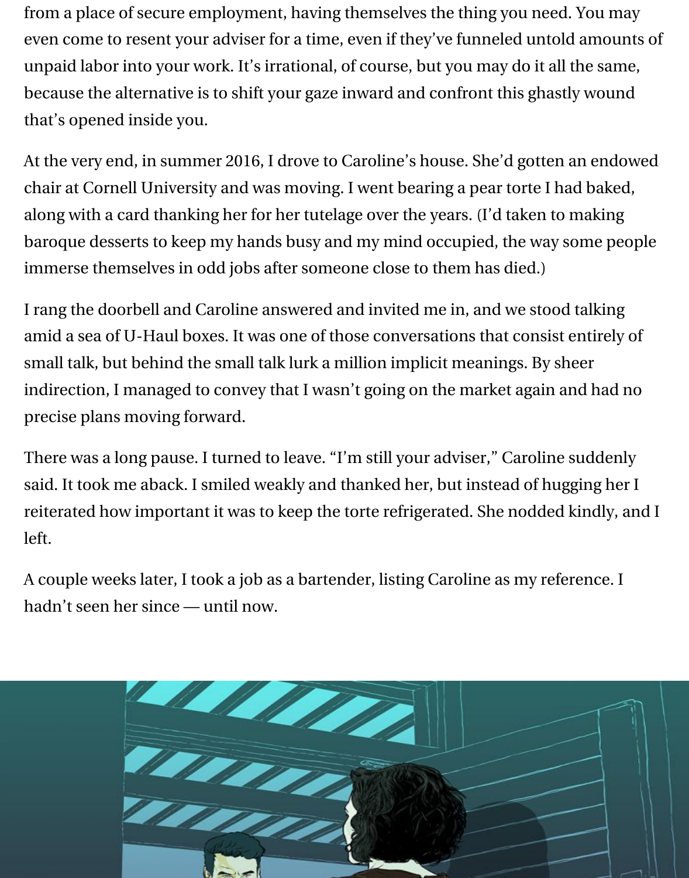from a place of secure employment, having themselves the thing you need. You may even come to resent your adviser for a time, even if they've funneled untold amounts of unpaid labor into your work. It's irrational, of course, but you may do it all the same, because the alternative is to shift your gaze inward and confront this ghastly wound that's opened inside you.

At the very end, in summer 2016, I drove to Caroline's house. She'd gotten an endowed chair at Cornell University and was moving. I went bearing a pear torte I had baked, along with a card thanking her for her tutelage over the years. (I'd taken to making baroque desserts to keep my hands busy and my mind occupied, the way some people immerse themselves in odd jobs after someone close to them has died.)

I rang the doorbell and Caroline answered and invited me in, and we stood talking amid a sea of U-Haul boxes. It was one of those conversations that consist entirely of small talk, but behind the small talk lurk a million implicit meanings. By sheer indirection, I managed to convey that I wasn't going on the market again and had no precise plans moving forward.

There was a long pause. I turned to leave. "I'm still your adviser," Caroline suddenly said. It took me aback. I smiled weakly and thanked her, but instead of hugging her I reiterated how important it was to keep the torte refrigerated. She nodded kindly, and I left.

A couple weeks later, I took a job as a bartender, listing Caroline as my reference. I hadn't seen her since — until now.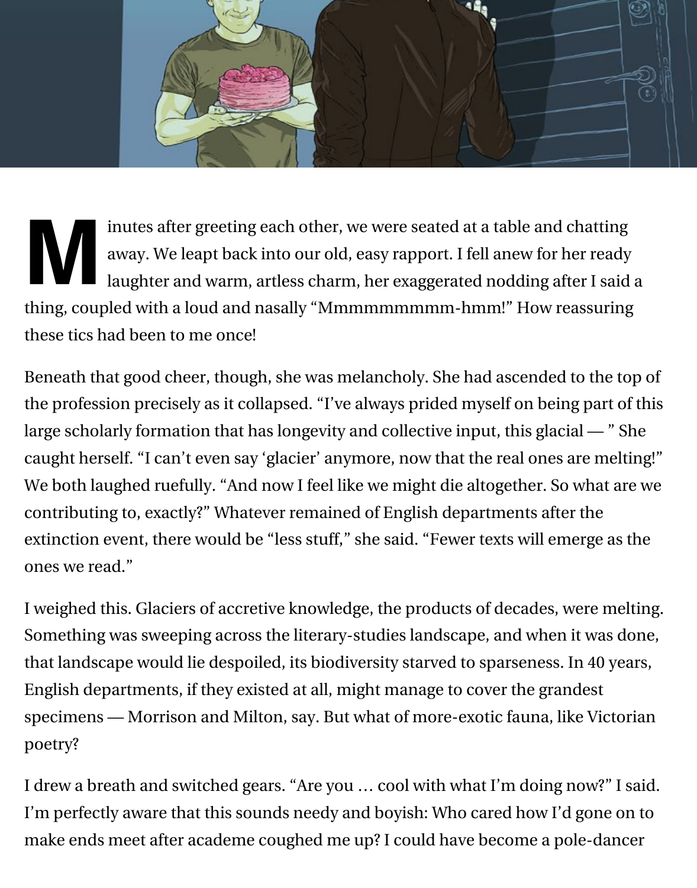Minutes after greeting each other, we were seated at a table and chatting away. We leapt back into our old, easy rapport. I fell anew for her ready laughter and warm, artless charm, her exaggerated nodding after I said a thing, coupled with a loud and nasally "Mmmmmmmmm-hmm!" How reassuring these tics had been to me once!

Beneath that good cheer, though, she was melancholy. She had ascended to the top of the profession precisely as it collapsed. "I've always prided myself on being part of this large scholarly formation that has longevity and collective input, this glacial — " She caught herself. "I can't even say 'glacier' anymore, now that the real ones are melting!" We both laughed ruefully. "And now I feel like we might die altogether. So what are we contributing to, exactly?" Whatever remained of English departments after the extinction event, there would be "less stuff," she said. "Fewer texts will emerge as the ones we read."

I weighed this. Glaciers of accretive knowledge, the products of decades, were melting. Something was sweeping across the literary-studies landscape, and when it was done, that landscape would lie despoiled, its biodiversity starved to sparseness. In 40 years, English departments, if they existed at all, might manage to cover the grandest specimens — Morrison and Milton, say. But what of more-exotic fauna, like Victorian poetry?

I drew a breath and switched gears. "Are you … cool with what I'm doing now?" I said. I'm perfectly aware that this sounds needy and boyish: Who cared how I'd gone on to make ends meet after academe coughed me up? I could have become a pole-dancer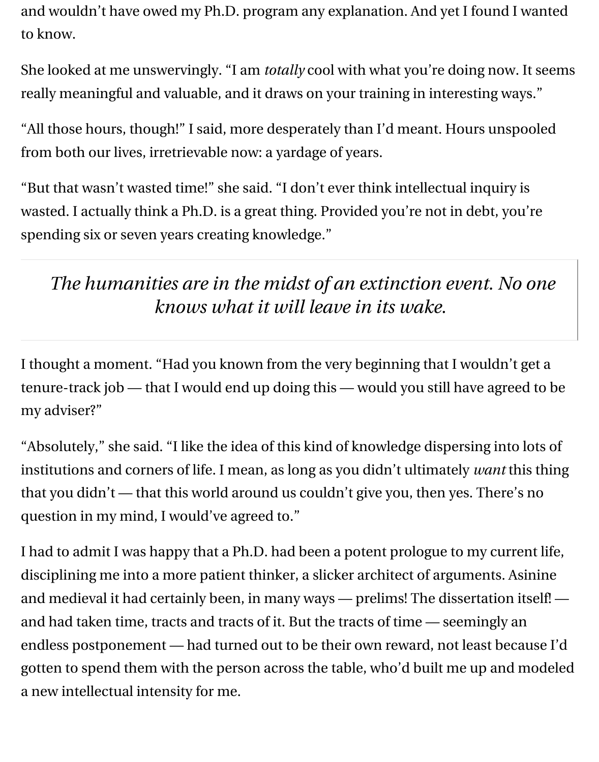and wouldn't have owed my Ph.D. program any explanation. And yet I found I wanted to know.

She looked at me unswervingly. "I am *totally* cool with what you're doing now. It seems really meaningful and valuable, and it draws on your training in interesting ways."

"All those hours, though!" I said, more desperately than I'd meant. Hours unspooled from both our lives, irretrievable now: a yardage of years.

"But that wasn't wasted time!" she said. "I don't ever think intellectual inquiry is wasted. I actually think a Ph.D. is a great thing. Provided you're not in debt, you're spending six or seven years creating knowledge."

> *The humanities are in the midst of an extinction event. No one knows what it will leave in its wake.*

I thought a moment. "Had you known from the very beginning that I wouldn't get a tenure-track job — that I would end up doing this — would you still have agreed to be my adviser?"

"Absolutely," she said. "I like the idea of this kind of knowledge dispersing into lots of institutions and corners of life. I mean, as long as you didn't ultimately *want* this thing that you didn't — that this world around us couldn't give you, then yes. There's no question in my mind, I would've agreed to."

I had to admit I was happy that a Ph.D. had been a potent prologue to my current life, disciplining me into a more patient thinker, a slicker architect of arguments. Asinine and medieval it had certainly been, in many ways — prelims! The dissertation itself! — and had taken time, tracts and tracts of it. But the tracts of time — seemingly an endless postponement — had turned out to be their own reward, not least because I'd gotten to spend them with the person across the table, who'd built me up and modeled a new intellectual intensity for me.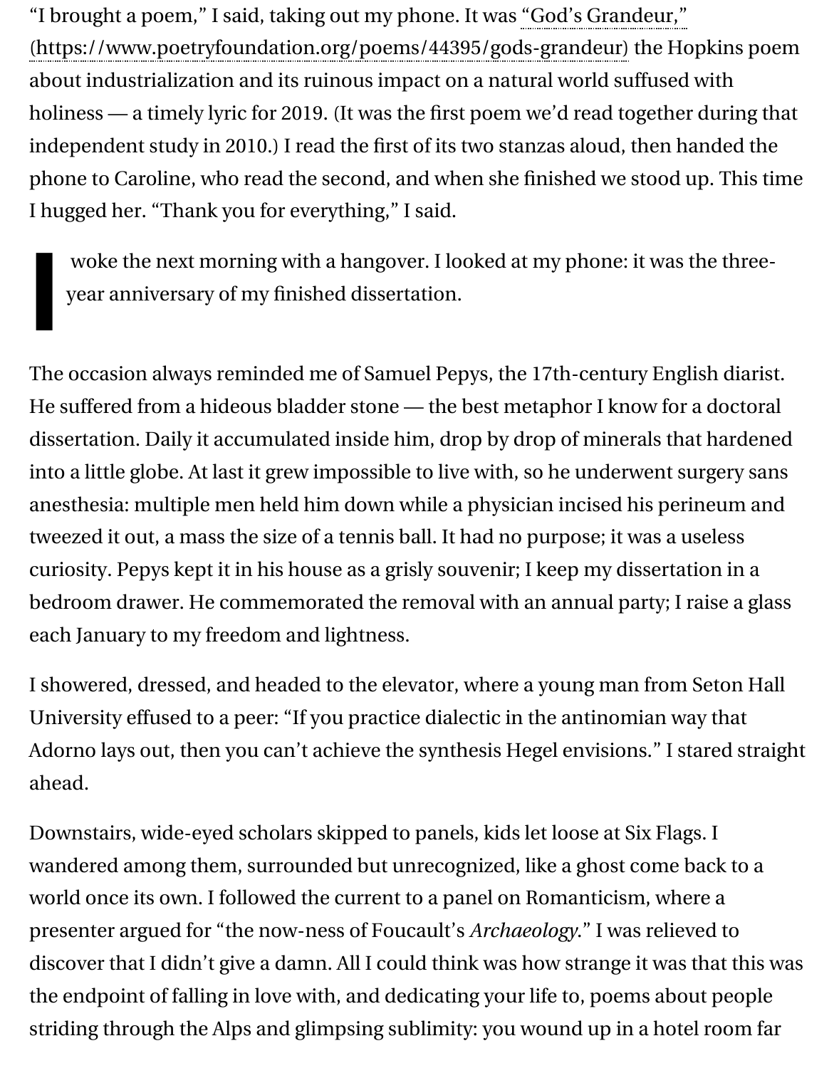"I brought a poem," I said, taking out my phone. It was "God's Grandeur," (https://www.poetryfoundation.org/poems/44395/gods-grandeur) the Hopkins poem about industrialization and its ruinous impact on a natural world suffused with holiness — a timely lyric for 2019. (It was the first poem we'd read together during that independent study in 2010.) I read the first of its two stanzas aloud, then handed the phone to Caroline, who read the second, and when she finished we stood up. This time I hugged her. "Thank you for everything," I said.

I woke the next morning with a hangover. I looked at my phone: it was the three-year anniversary of my finished dissertation.

The occasion always reminded me of Samuel Pepys, the 17th-century English diarist. He suffered from a hideous bladder stone — the best metaphor I know for a doctoral dissertation. Daily it accumulated inside him, drop by drop of minerals that hardened into a little globe. At last it grew impossible to live with, so he underwent surgery sans anesthesia: multiple men held him down while a physician incised his perineum and tweezed it out, a mass the size of a tennis ball. It had no purpose; it was a useless curiosity. Pepys kept it in his house as a grisly souvenir; I keep my dissertation in a bedroom drawer. He commemorated the removal with an annual party; I raise a glass each January to my freedom and lightness.

I showered, dressed, and headed to the elevator, where a young man from Seton Hall University effused to a peer: "If you practice dialectic in the antinomian way that Adorno lays out, then you can't achieve the synthesis Hegel envisions." I stared straight ahead.

Downstairs, wide-eyed scholars skipped to panels, kids let loose at Six Flags. I wandered among them, surrounded but unrecognized, like a ghost come back to a world once its own. I followed the current to a panel on Romanticism, where a presenter argued for "the now-ness of Foucault's *Archaeology*." I was relieved to discover that I didn't give a damn. All I could think was how strange it was that this was the endpoint of falling in love with, and dedicating your life to, poems about people striding through the Alps and glimpsing sublimity: you wound up in a hotel room far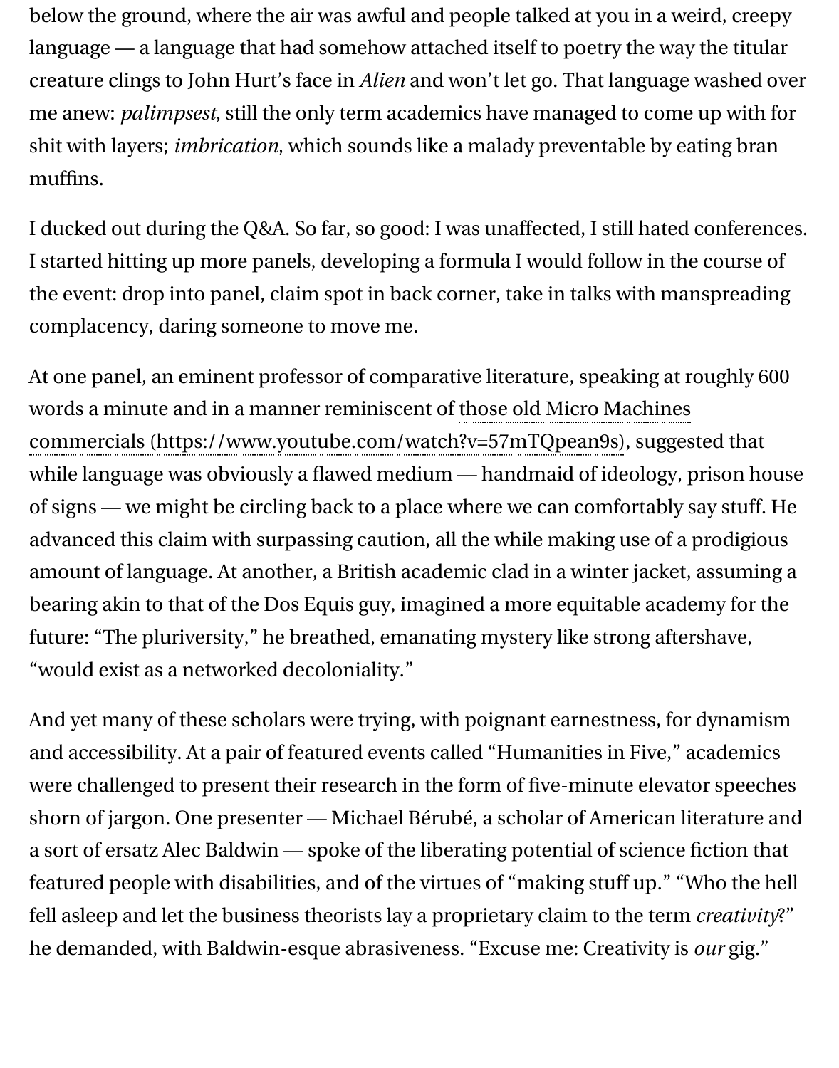below the ground, where the air was awful and people talked at you in a weird, creepy language — a language that had somehow attached itself to poetry the way the titular creature clings to John Hurt's face in *Alien* and won't let go. That language washed over me anew: *palimpsest*, still the only term academics have managed to come up with for shit with layers; *imbrication*, which sounds like a malady preventable by eating bran muffins.

I ducked out during the Q&A. So far, so good: I was unaffected, I still hated conferences. I started hitting up more panels, developing a formula I would follow in the course of the event: drop into panel, claim spot in back corner, take in talks with manspreading complacency, daring someone to move me.

At one panel, an eminent professor of comparative literature, speaking at roughly 600 words a minute and in a manner reminiscent of those old Micro Machines commercials (https://www.youtube.com/watch?v=57mTQpean9s), suggested that while language was obviously a flawed medium — handmaid of ideology, prison house of signs — we might be circling back to a place where we can comfortably say stuff. He advanced this claim with surpassing caution, all the while making use of a prodigious amount of language. At another, a British academic clad in a winter jacket, assuming a bearing akin to that of the Dos Equis guy, imagined a more equitable academy for the future: "The pluriversity," he breathed, emanating mystery like strong aftershave, "would exist as a networked decoloniality."

And yet many of these scholars were trying, with poignant earnestness, for dynamism and accessibility. At a pair of featured events called "Humanities in Five," academics were challenged to present their research in the form of five-minute elevator speeches shorn of jargon. One presenter — Michael Bérubé, a scholar of American literature and a sort of ersatz Alec Baldwin — spoke of the liberating potential of science fiction that featured people with disabilities, and of the virtues of "making stuff up." "Who the hell fell asleep and let the business theorists lay a proprietary claim to the term *creativity*?" he demanded, with Baldwin-esque abrasiveness. "Excuse me: Creativity is *our* gig."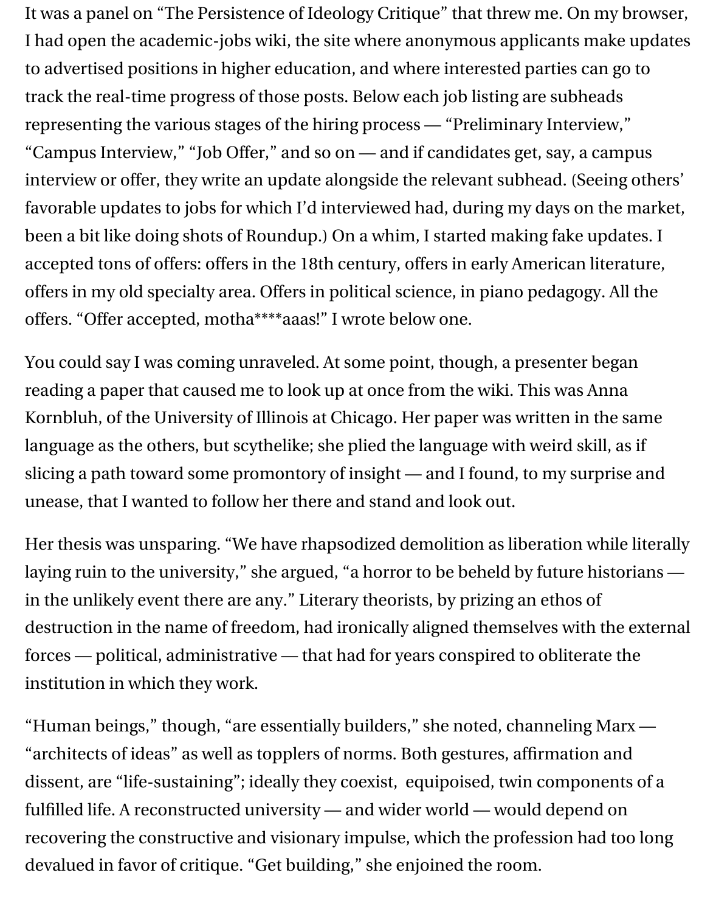It was a panel on "The Persistence of Ideology Critique" that threw me. On my browser, I had open the academic-jobs wiki, the site where anonymous applicants make updates to advertised positions in higher education, and where interested parties can go to track the real-time progress of those posts. Below each job listing are subheads representing the various stages of the hiring process — "Preliminary Interview," "Campus Interview," "Job Offer," and so on — and if candidates get, say, a campus interview or offer, they write an update alongside the relevant subhead. (Seeing others' favorable updates to jobs for which I'd interviewed had, during my days on the market, been a bit like doing shots of Roundup.) On a whim, I started making fake updates. I accepted tons of offers: offers in the 18th century, offers in early American literature, offers in my old specialty area. Offers in political science, in piano pedagogy. All the offers. "Offer accepted, motha****aaas!" I wrote below one.

You could say I was coming unraveled. At some point, though, a presenter began reading a paper that caused me to look up at once from the wiki. This was Anna Kornbluh, of the University of Illinois at Chicago. Her paper was written in the same language as the others, but scythelike; she plied the language with weird skill, as if slicing a path toward some promontory of insight — and I found, to my surprise and unease, that I wanted to follow her there and stand and look out.

Her thesis was unsparing. "We have rhapsodized demolition as liberation while literally laying ruin to the university," she argued, "a horror to be beheld by future historians — in the unlikely event there are any." Literary theorists, by prizing an ethos of destruction in the name of freedom, had ironically aligned themselves with the external forces — political, administrative — that had for years conspired to obliterate the institution in which they work.

"Human beings," though, "are essentially builders," she noted, channeling Marx — "architects of ideas" as well as topplers of norms. Both gestures, affirmation and dissent, are "life-sustaining"; ideally they coexist, equipoised, twin components of a fulfilled life. A reconstructed university — and wider world — would depend on recovering the constructive and visionary impulse, which the profession had too long devalued in favor of critique. "Get building," she enjoined the room.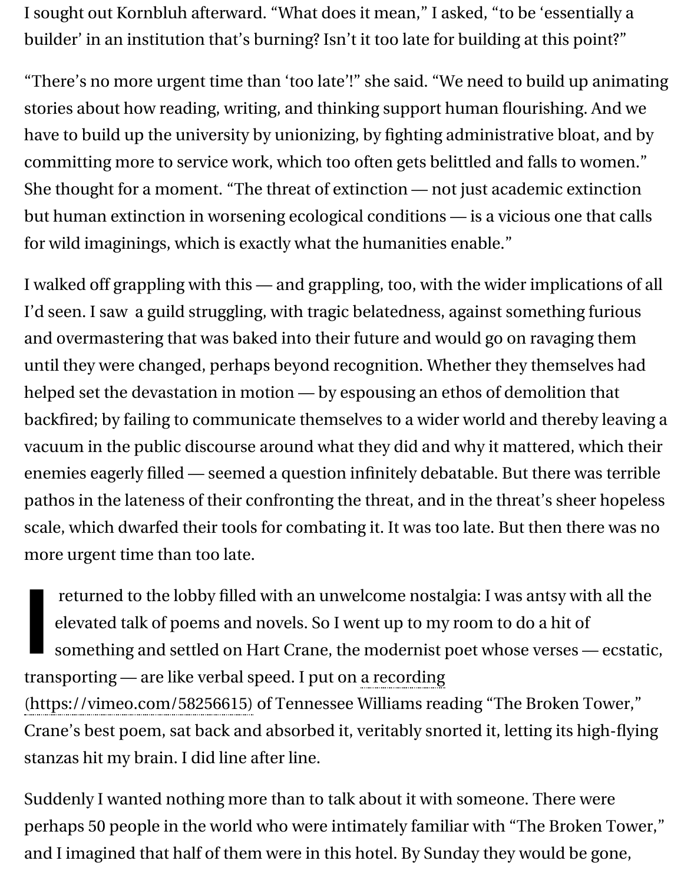I sought out Kornbluh afterward. "What does it mean," I asked, "to be 'essentially a builder' in an institution that's burning? Isn't it too late for building at this point?"

"There's no more urgent time than 'too late'!" she said. "We need to build up animating stories about how reading, writing, and thinking support human flourishing. And we have to build up the university by unionizing, by fighting administrative bloat, and by committing more to service work, which too often gets belittled and falls to women." She thought for a moment. "The threat of extinction — not just academic extinction but human extinction in worsening ecological conditions — is a vicious one that calls for wild imaginings, which is exactly what the humanities enable."

I walked off grappling with this — and grappling, too, with the wider implications of all I'd seen. I saw a guild struggling, with tragic belatedness, against something furious and overmastering that was baked into their future and would go on ravaging them until they were changed, perhaps beyond recognition. Whether they themselves had helped set the devastation in motion — by espousing an ethos of demolition that backfired; by failing to communicate themselves to a wider world and thereby leaving a vacuum in the public discourse around what they did and why it mattered, which their enemies eagerly filled — seemed a question infinitely debatable. But there was terrible pathos in the lateness of their confronting the threat, and in the threat's sheer hopeless scale, which dwarfed their tools for combating it. It was too late. But then there was no more urgent time than too late.

I returned to the lobby filled with an unwelcome nostalgia: I was antsy with all the elevated talk of poems and novels. So I went up to my room to do a hit of something and settled on Hart Crane, the modernist poet whose verses — ecstatic, transporting — are like verbal speed. I put on a recording (https://vimeo.com/58256615) of Tennessee Williams reading "The Broken Tower," Crane's best poem, sat back and absorbed it, veritably snorted it, letting its high-flying stanzas hit my brain. I did line after line.

Suddenly I wanted nothing more than to talk about it with someone. There were perhaps 50 people in the world who were intimately familiar with "The Broken Tower," and I imagined that half of them were in this hotel. By Sunday they would be gone,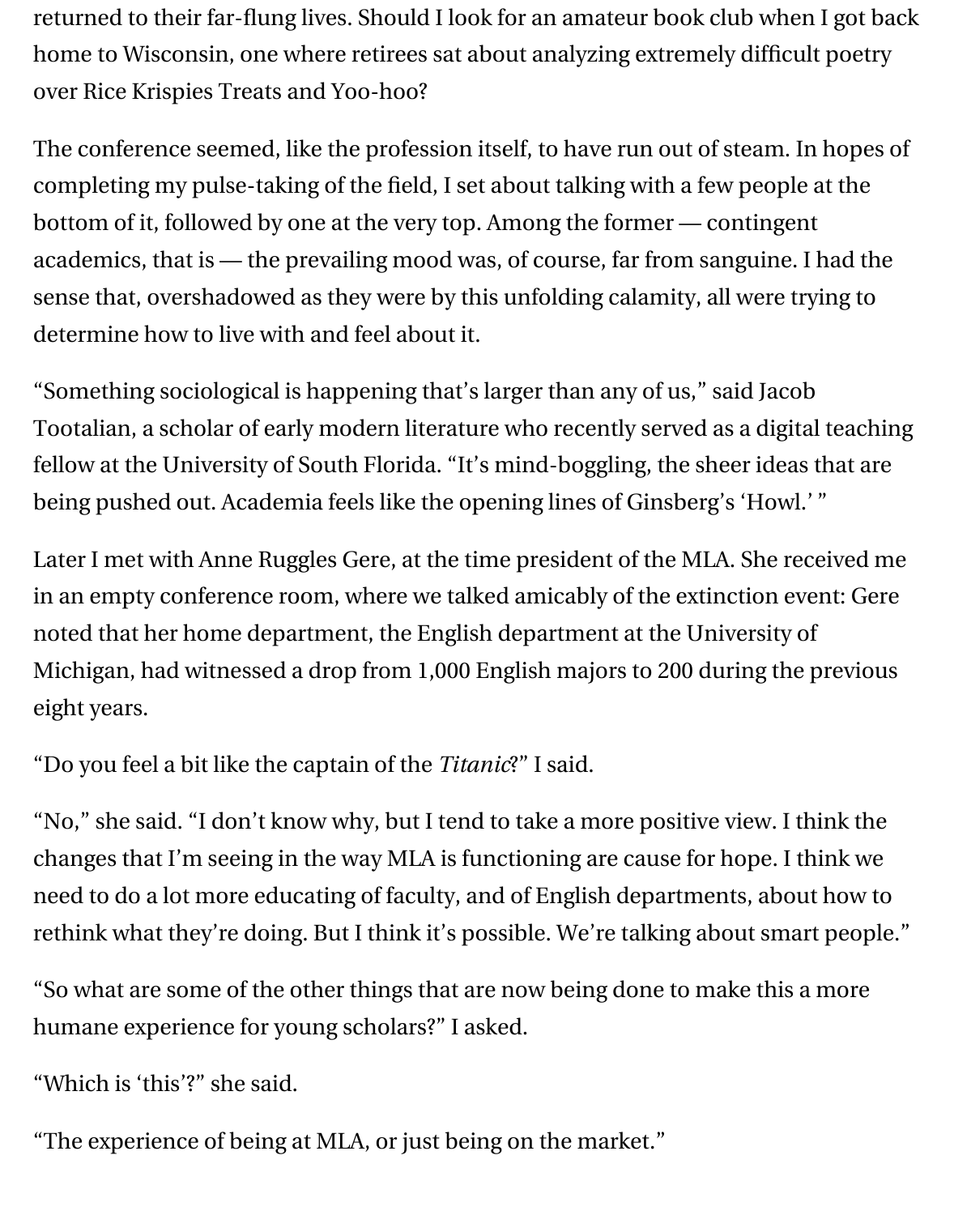returned to their far-flung lives. Should I look for an amateur book club when I got back home to Wisconsin, one where retirees sat about analyzing extremely difficult poetry over Rice Krispies Treats and Yoo-hoo?

The conference seemed, like the profession itself, to have run out of steam. In hopes of completing my pulse-taking of the field, I set about talking with a few people at the bottom of it, followed by one at the very top. Among the former — contingent academics, that is — the prevailing mood was, of course, far from sanguine. I had the sense that, overshadowed as they were by this unfolding calamity, all were trying to determine how to live with and feel about it.

"Something sociological is happening that's larger than any of us," said Jacob Tootalian, a scholar of early modern literature who recently served as a digital teaching fellow at the University of South Florida. "It's mind-boggling, the sheer ideas that are being pushed out. Academia feels like the opening lines of Ginsberg's 'Howl.' "

Later I met with Anne Ruggles Gere, at the time president of the MLA. She received me in an empty conference room, where we talked amicably of the extinction event: Gere noted that her home department, the English department at the University of Michigan, had witnessed a drop from 1,000 English majors to 200 during the previous eight years.

"Do you feel a bit like the captain of the *Titanic*?" I said.

"No," she said. "I don't know why, but I tend to take a more positive view. I think the changes that I'm seeing in the way MLA is functioning are cause for hope. I think we need to do a lot more educating of faculty, and of English departments, about how to rethink what they're doing. But I think it's possible. We're talking about smart people."

"So what are some of the other things that are now being done to make this a more humane experience for young scholars?" I asked.

"Which is 'this'?" she said.

"The experience of being at MLA, or just being on the market."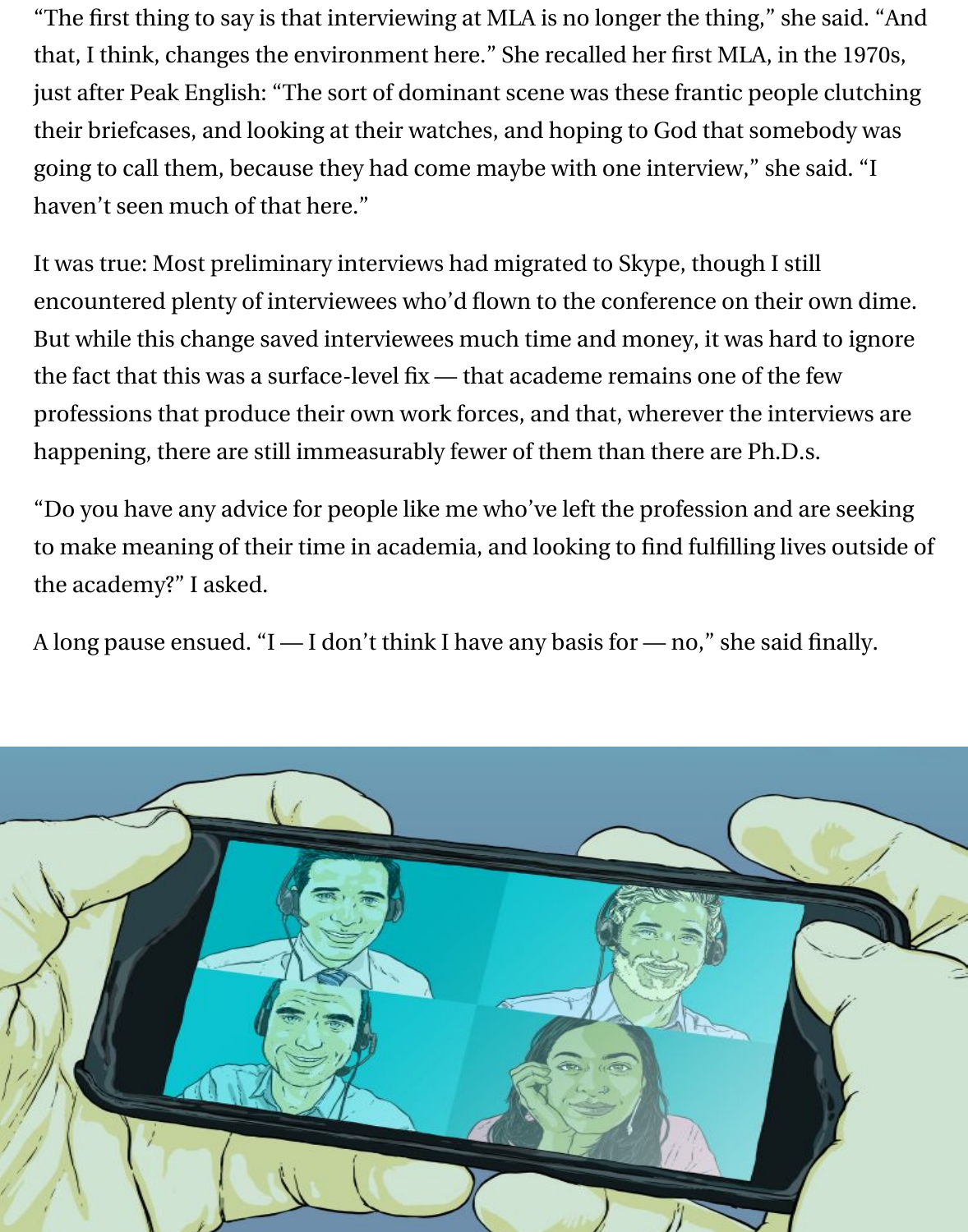"The first thing to say is that interviewing at MLA is no longer the thing," she said. "And that, I think, changes the environment here." She recalled her first MLA, in the 1970s, just after Peak English: "The sort of dominant scene was these frantic people clutching their briefcases, and looking at their watches, and hoping to God that somebody was going to call them, because they had come maybe with one interview," she said. "I haven't seen much of that here."

It was true: Most preliminary interviews had migrated to Skype, though I still encountered plenty of interviewees who'd flown to the conference on their own dime. But while this change saved interviewees much time and money, it was hard to ignore the fact that this was a surface-level fix — that academe remains one of the few professions that produce their own work forces, and that, wherever the interviews are happening, there are still immeasurably fewer of them than there are Ph.D.s.

"Do you have any advice for people like me who've left the profession and are seeking to make meaning of their time in academia, and looking to find fulfilling lives outside of the academy?" I asked.

A long pause ensued. "I — I don't think I have any basis for — no," she said finally.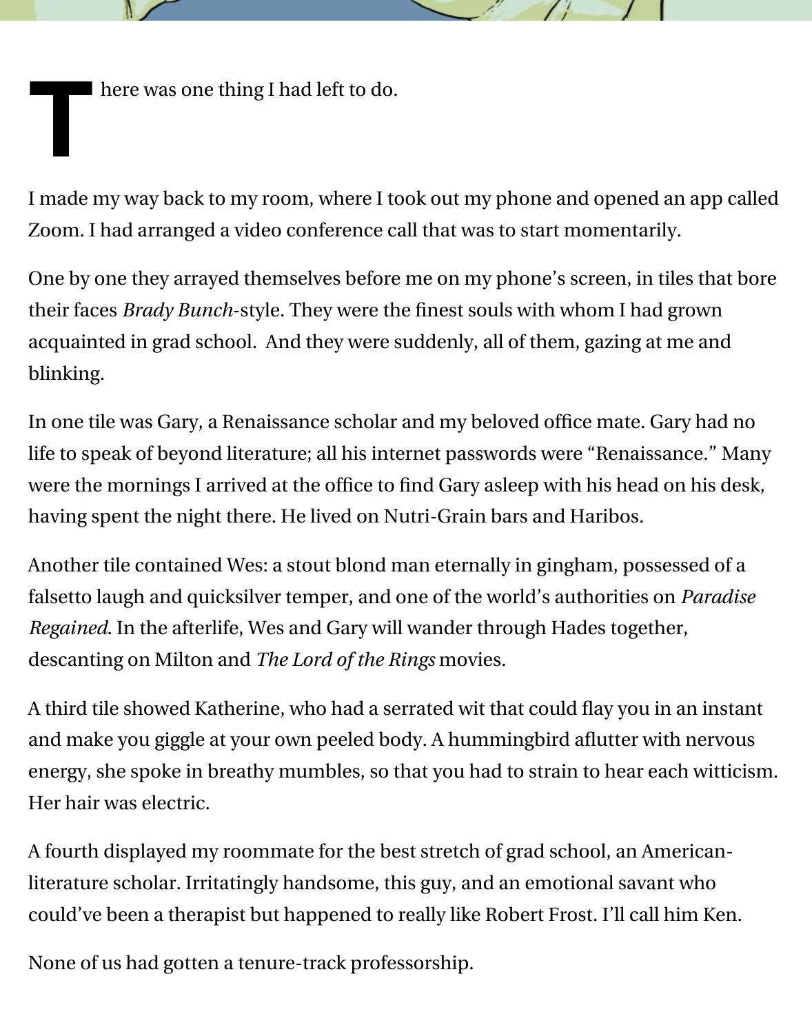There was one thing I had left to do.

I made my way back to my room, where I took out my phone and opened an app called Zoom. I had arranged a video conference call that was to start momentarily.

One by one they arrayed themselves before me on my phone's screen, in tiles that bore their faces *Brady Bunch*-style. They were the finest souls with whom I had grown acquainted in grad school. And they were suddenly, all of them, gazing at me and blinking.

In one tile was Gary, a Renaissance scholar and my beloved office mate. Gary had no life to speak of beyond literature; all his internet passwords were "Renaissance." Many were the mornings I arrived at the office to find Gary asleep with his head on his desk, having spent the night there. He lived on Nutri-Grain bars and Haribos.

Another tile contained Wes: a stout blond man eternally in gingham, possessed of a falsetto laugh and quicksilver temper, and one of the world's authorities on *Paradise Regained*. In the afterlife, Wes and Gary will wander through Hades together, descanting on Milton and *The Lord of the Rings* movies.

A third tile showed Katherine, who had a serrated wit that could flay you in an instant and make you giggle at your own peeled body. A hummingbird aflutter with nervous energy, she spoke in breathy mumbles, so that you had to strain to hear each witticism. Her hair was electric.

A fourth displayed my roommate for the best stretch of grad school, an American-literature scholar. Irritatingly handsome, this guy, and an emotional savant who could've been a therapist but happened to really like Robert Frost. I'll call him Ken.

None of us had gotten a tenure-track professorship.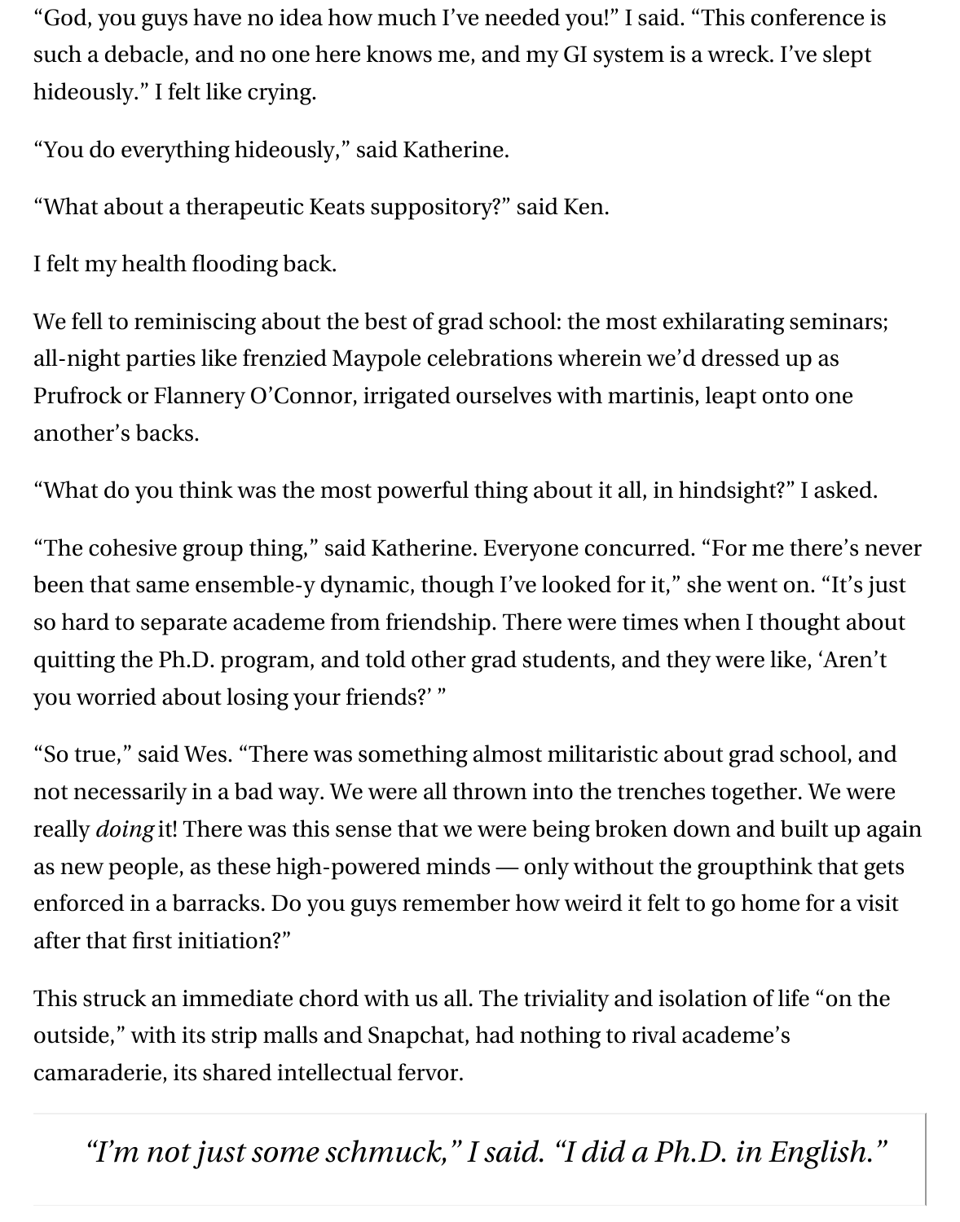"God, you guys have no idea how much I've needed you!" I said. "This conference is such a debacle, and no one here knows me, and my GI system is a wreck. I've slept hideously." I felt like crying.

"You do everything hideously," said Katherine.

"What about a therapeutic Keats suppository?" said Ken.

I felt my health flooding back.

We fell to reminiscing about the best of grad school: the most exhilarating seminars; all-night parties like frenzied Maypole celebrations wherein we'd dressed up as Prufrock or Flannery O'Connor, irrigated ourselves with martinis, leapt onto one another's backs.

"What do you think was the most powerful thing about it all, in hindsight?" I asked.

"The cohesive group thing," said Katherine. Everyone concurred. "For me there's never been that same ensemble-y dynamic, though I've looked for it," she went on. "It's just so hard to separate academe from friendship. There were times when I thought about quitting the Ph.D. program, and told other grad students, and they were like, 'Aren't you worried about losing your friends?' "

"So true," said Wes. "There was something almost militaristic about grad school, and not necessarily in a bad way. We were all thrown into the trenches together. We were really *doing* it! There was this sense that we were being broken down and built up again as new people, as these high-powered minds — only without the groupthink that gets enforced in a barracks. Do you guys remember how weird it felt to go home for a visit after that first initiation?"

This struck an immediate chord with us all. The triviality and isolation of life "on the outside," with its strip malls and Snapchat, had nothing to rival academe's camaraderie, its shared intellectual fervor.

> *"I'm not just some schmuck," I said. "I did a Ph.D. in English."*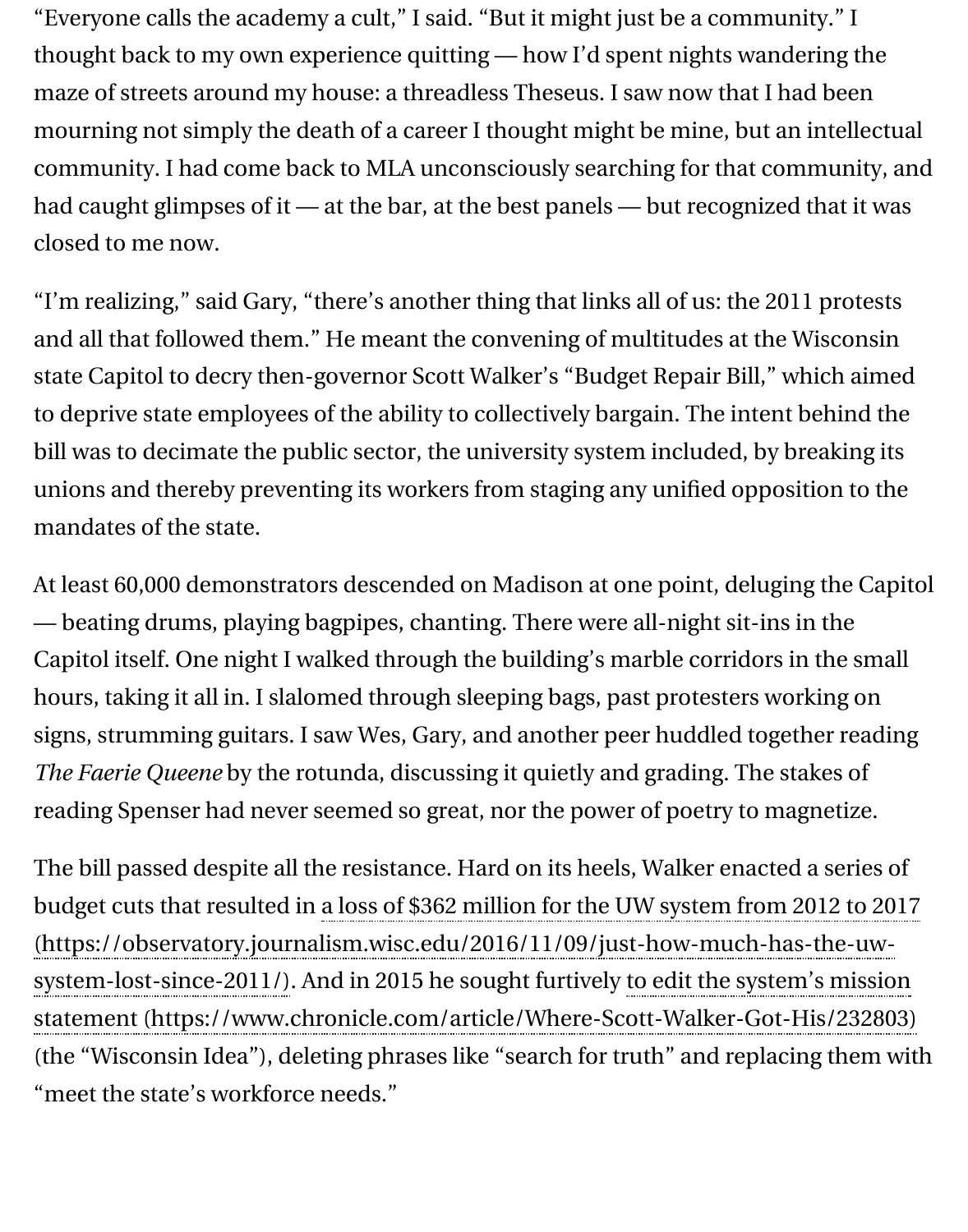"Everyone calls the academy a cult," I said. "But it might just be a community." I thought back to my own experience quitting — how I'd spent nights wandering the maze of streets around my house: a threadless Theseus. I saw now that I had been mourning not simply the death of a career I thought might be mine, but an intellectual community. I had come back to MLA unconsciously searching for that community, and had caught glimpses of it — at the bar, at the best panels — but recognized that it was closed to me now.

"I'm realizing," said Gary, "there's another thing that links all of us: the 2011 protests and all that followed them." He meant the convening of multitudes at the Wisconsin state Capitol to decry then-governor Scott Walker's "Budget Repair Bill," which aimed to deprive state employees of the ability to collectively bargain. The intent behind the bill was to decimate the public sector, the university system included, by breaking its unions and thereby preventing its workers from staging any unified opposition to the mandates of the state.

At least 60,000 demonstrators descended on Madison at one point, deluging the Capitol — beating drums, playing bagpipes, chanting. There were all-night sit-ins in the Capitol itself. One night I walked through the building's marble corridors in the small hours, taking it all in. I slalomed through sleeping bags, past protesters working on signs, strumming guitars. I saw Wes, Gary, and another peer huddled together reading *The Faerie Queene* by the rotunda, discussing it quietly and grading. The stakes of reading Spenser had never seemed so great, nor the power of poetry to magnetize.

The bill passed despite all the resistance. Hard on its heels, Walker enacted a series of budget cuts that resulted in a loss of $362 million for the UW system from 2012 to 2017 (https://observatory.journalism.wisc.edu/2016/11/09/just-how-much-has-the-uw-system-lost-since-2011/). And in 2015 he sought furtively to edit the system's mission statement (https://www.chronicle.com/article/Where-Scott-Walker-Got-His/232803) (the "Wisconsin Idea"), deleting phrases like "search for truth" and replacing them with "meet the state's workforce needs."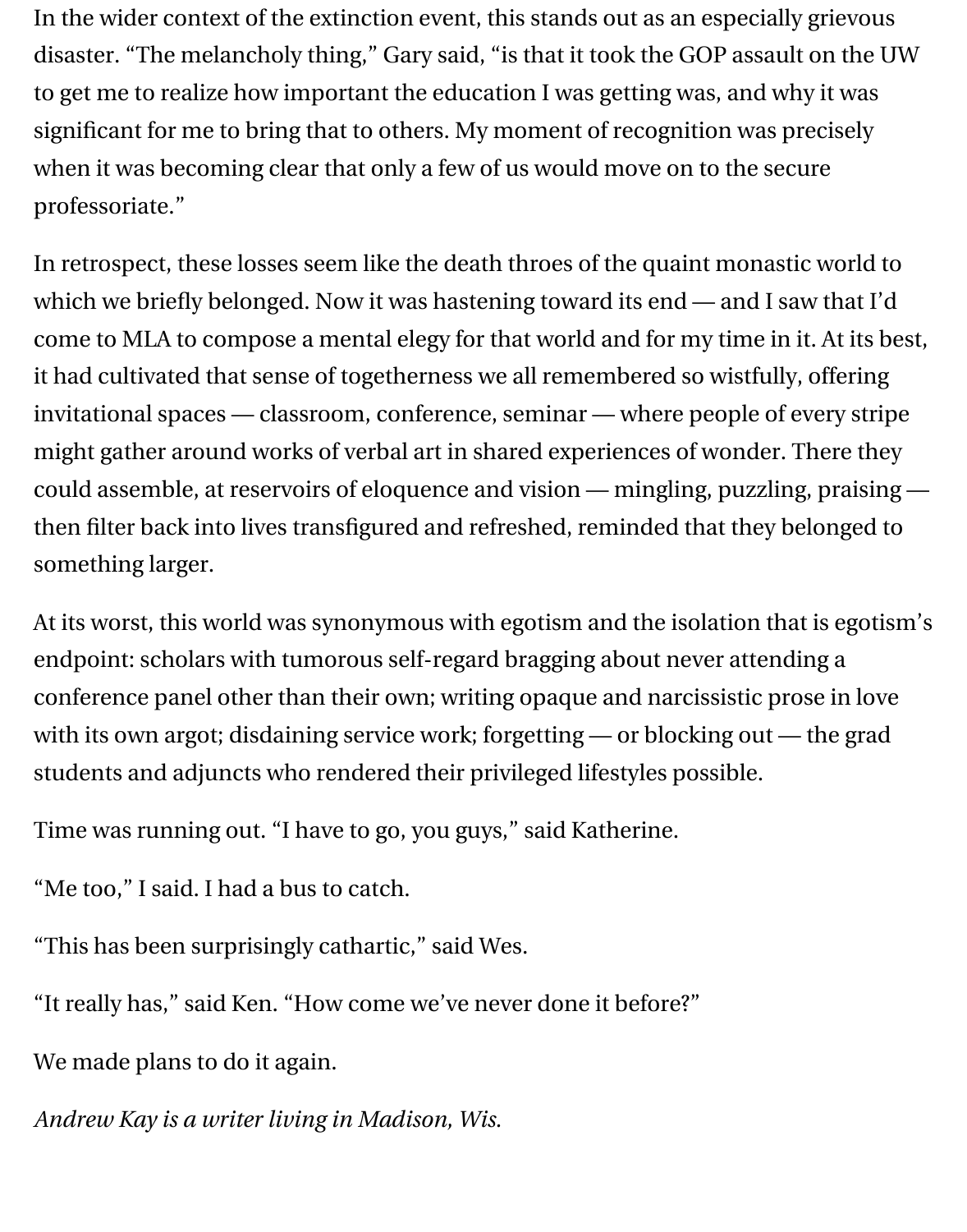In the wider context of the extinction event, this stands out as an especially grievous disaster. “The melancholy thing,” Gary said, “is that it took the GOP assault on the UW to get me to realize how important the education I was getting was, and why it was significant for me to bring that to others. My moment of recognition was precisely when it was becoming clear that only a few of us would move on to the secure professoriate.”

In retrospect, these losses seem like the death throes of the quaint monastic world to which we briefly belonged. Now it was hastening toward its end — and I saw that I’d come to MLA to compose a mental elegy for that world and for my time in it. At its best, it had cultivated that sense of togetherness we all remembered so wistfully, offering invitational spaces — classroom, conference, seminar — where people of every stripe might gather around works of verbal art in shared experiences of wonder. There they could assemble, at reservoirs of eloquence and vision — mingling, puzzling, praising — then filter back into lives transfigured and refreshed, reminded that they belonged to something larger.

At its worst, this world was synonymous with egotism and the isolation that is egotism’s endpoint: scholars with tumorous self-regard bragging about never attending a conference panel other than their own; writing opaque and narcissistic prose in love with its own argot; disdaining service work; forgetting — or blocking out — the grad students and adjuncts who rendered their privileged lifestyles possible.

Time was running out. “I have to go, you guys,” said Katherine.

“Me too,” I said. I had a bus to catch.

“This has been surprisingly cathartic,” said Wes.

“It really has,” said Ken. “How come we’ve never done it before?”

We made plans to do it again.

*Andrew Kay is a writer living in Madison, Wis.*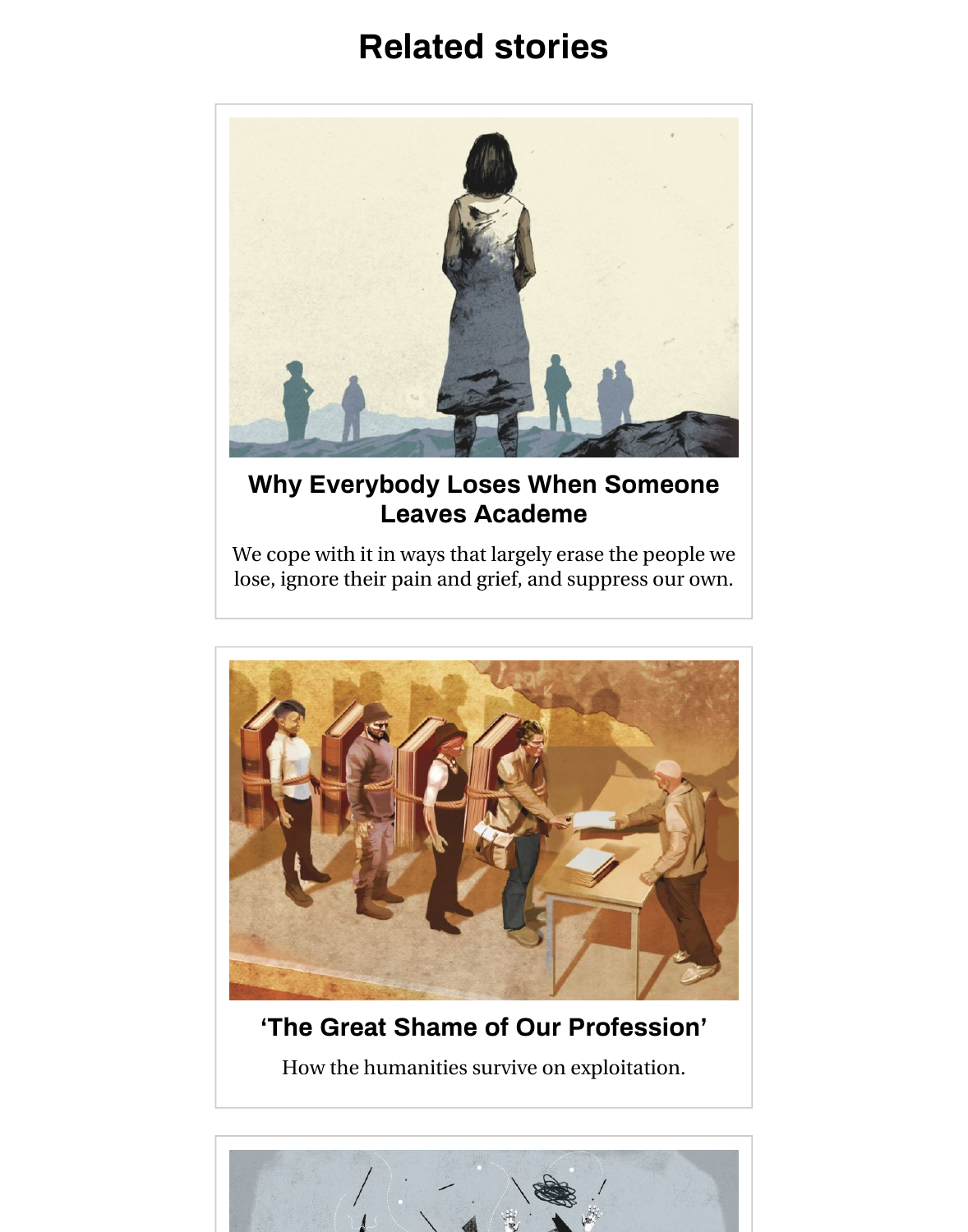## Related stories

### Why Everybody Loses When Someone Leaves Academe

We cope with it in ways that largely erase the people we lose, ignore their pain and grief, and suppress our own.

### 'The Great Shame of Our Profession'

How the humanities survive on exploitation.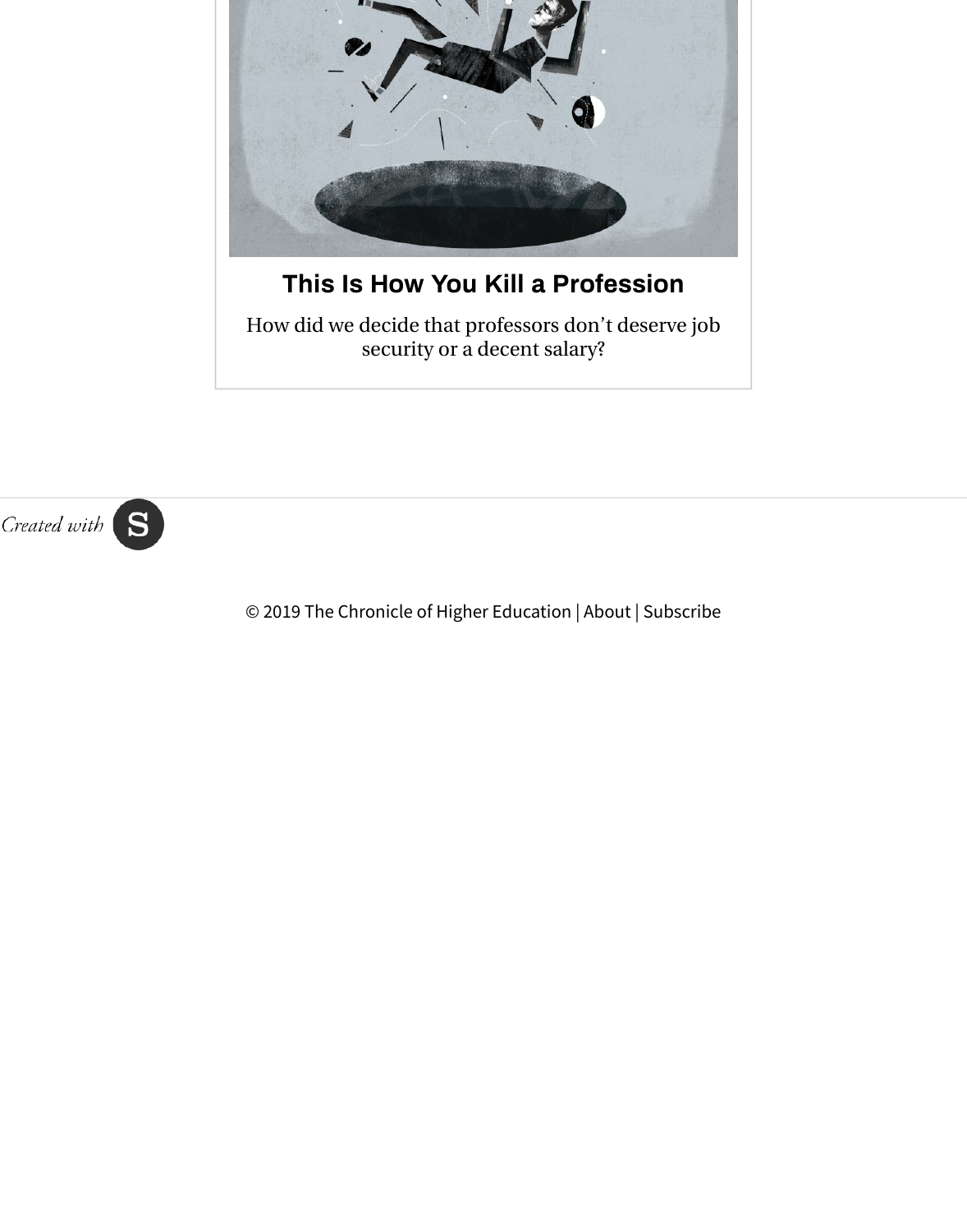**This Is How You Kill a Profession**

How did we decide that professors don't deserve job security or a decent salary?

Created with

© 2019 The Chronicle of Higher Education | About | Subscribe